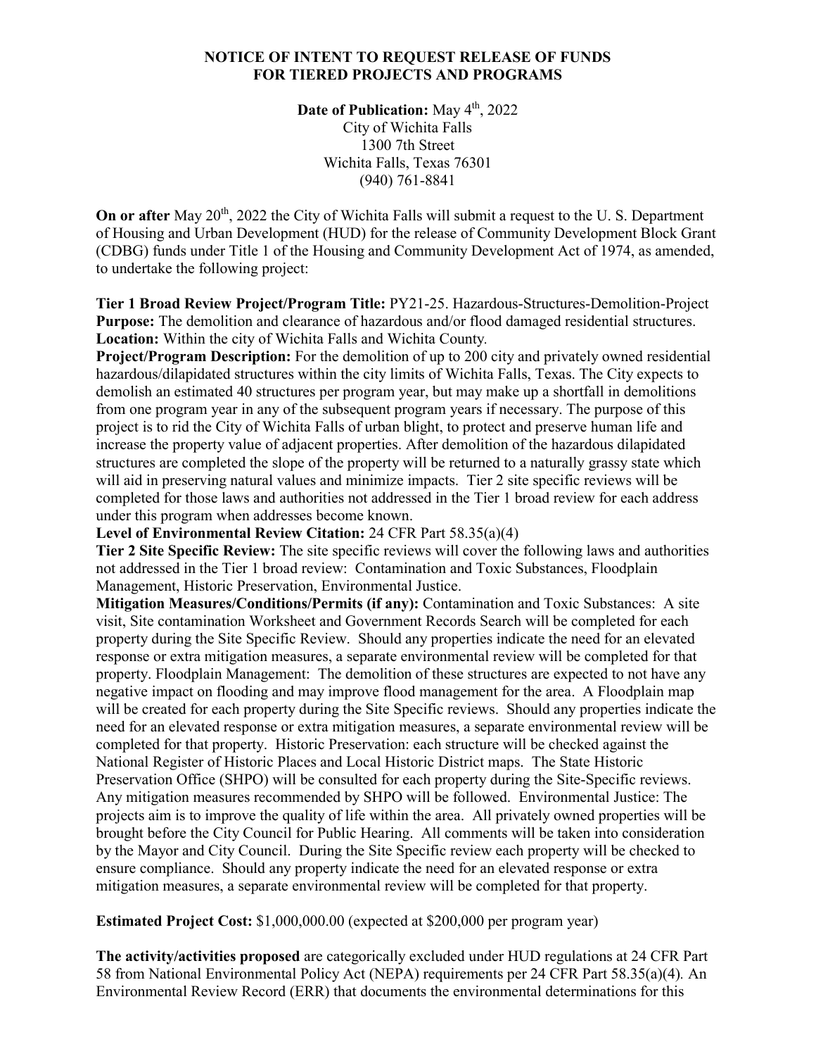# NOTICE OF INTENT TO REQUEST RELEASE OF FUNDS FOR TIERED PROJECTS AND PROGRAMS

**Date of Publication:** May 4th, 2022
City of Wichita Falls
1300 7th Street
Wichita Falls, Texas 76301
(940) 761-8841

**On or after** May 20th, 2022 the City of Wichita Falls will submit a request to the U. S. Department of Housing and Urban Development (HUD) for the release of Community Development Block Grant (CDBG) funds under Title 1 of the Housing and Community Development Act of 1974, as amended, to undertake the following project:

**Tier 1 Broad Review Project/Program Title:** PY21-25. Hazardous-Structures-Demolition-Project
**Purpose:** The demolition and clearance of hazardous and/or flood damaged residential structures.
**Location:** Within the city of Wichita Falls and Wichita County.
**Project/Program Description:** For the demolition of up to 200 city and privately owned residential hazardous/dilapidated structures within the city limits of Wichita Falls, Texas. The City expects to demolish an estimated 40 structures per program year, but may make up a shortfall in demolitions from one program year in any of the subsequent program years if necessary. The purpose of this project is to rid the City of Wichita Falls of urban blight, to protect and preserve human life and increase the property value of adjacent properties. After demolition of the hazardous dilapidated structures are completed the slope of the property will be returned to a naturally grassy state which will aid in preserving natural values and minimize impacts. Tier 2 site specific reviews will be completed for those laws and authorities not addressed in the Tier 1 broad review for each address under this program when addresses become known.
**Level of Environmental Review Citation:** 24 CFR Part 58.35(a)(4)
**Tier 2 Site Specific Review:** The site specific reviews will cover the following laws and authorities not addressed in the Tier 1 broad review: Contamination and Toxic Substances, Floodplain Management, Historic Preservation, Environmental Justice.
**Mitigation Measures/Conditions/Permits (if any):** Contamination and Toxic Substances: A site visit, Site contamination Worksheet and Government Records Search will be completed for each property during the Site Specific Review. Should any properties indicate the need for an elevated response or extra mitigation measures, a separate environmental review will be completed for that property. Floodplain Management: The demolition of these structures are expected to not have any negative impact on flooding and may improve flood management for the area. A Floodplain map will be created for each property during the Site Specific reviews. Should any properties indicate the need for an elevated response or extra mitigation measures, a separate environmental review will be completed for that property. Historic Preservation: each structure will be checked against the National Register of Historic Places and Local Historic District maps. The State Historic Preservation Office (SHPO) will be consulted for each property during the Site-Specific reviews. Any mitigation measures recommended by SHPO will be followed. Environmental Justice: The projects aim is to improve the quality of life within the area. All privately owned properties will be brought before the City Council for Public Hearing. All comments will be taken into consideration by the Mayor and City Council. During the Site Specific review each property will be checked to ensure compliance. Should any property indicate the need for an elevated response or extra mitigation measures, a separate environmental review will be completed for that property.

**Estimated Project Cost:** $1,000,000.00 (expected at $200,000 per program year)

**The activity/activities proposed** are categorically excluded under HUD regulations at 24 CFR Part 58 from National Environmental Policy Act (NEPA) requirements per 24 CFR Part 58.35(a)(4). An Environmental Review Record (ERR) that documents the environmental determinations for this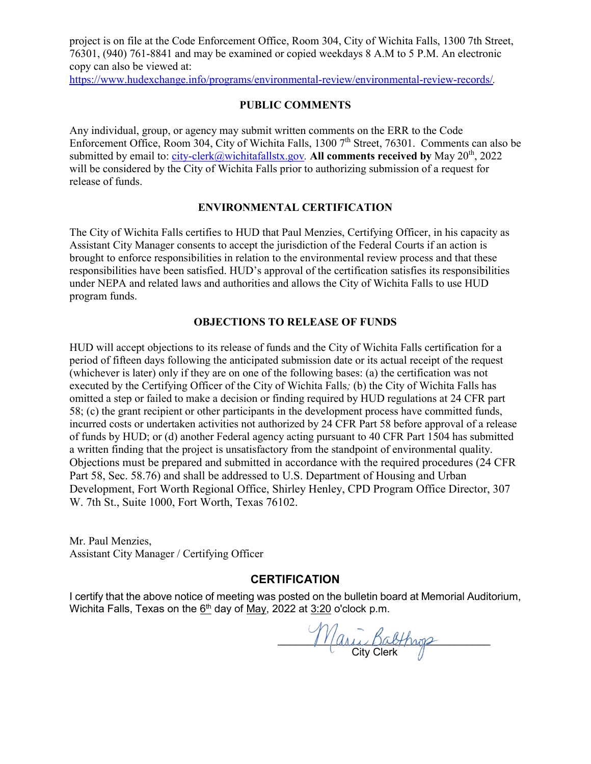project is on file at the Code Enforcement Office, Room 304, City of Wichita Falls, 1300 7th Street, 76301, (940) 761-8841 and may be examined or copied weekdays 8 A.M to 5 P.M. An electronic copy can also be viewed at: https://www.hudexchange.info/programs/environmental-review/environmental-review-records/.

## PUBLIC COMMENTS

Any individual, group, or agency may submit written comments on the ERR to the Code Enforcement Office, Room 304, City of Wichita Falls, 1300 7th Street, 76301. Comments can also be submitted by email to: city-clerk@wichitafallstx.gov. **All comments received by** May 20th, 2022 will be considered by the City of Wichita Falls prior to authorizing submission of a request for release of funds.

## ENVIRONMENTAL CERTIFICATION

The City of Wichita Falls certifies to HUD that Paul Menzies, Certifying Officer, in his capacity as Assistant City Manager consents to accept the jurisdiction of the Federal Courts if an action is brought to enforce responsibilities in relation to the environmental review process and that these responsibilities have been satisfied. HUD's approval of the certification satisfies its responsibilities under NEPA and related laws and authorities and allows the City of Wichita Falls to use HUD program funds.

## OBJECTIONS TO RELEASE OF FUNDS

HUD will accept objections to its release of funds and the City of Wichita Falls certification for a period of fifteen days following the anticipated submission date or its actual receipt of the request (whichever is later) only if they are on one of the following bases: (a) the certification was not executed by the Certifying Officer of the City of Wichita Falls; (b) the City of Wichita Falls has omitted a step or failed to make a decision or finding required by HUD regulations at 24 CFR part 58; (c) the grant recipient or other participants in the development process have committed funds, incurred costs or undertaken activities not authorized by 24 CFR Part 58 before approval of a release of funds by HUD; or (d) another Federal agency acting pursuant to 40 CFR Part 1504 has submitted a written finding that the project is unsatisfactory from the standpoint of environmental quality. Objections must be prepared and submitted in accordance with the required procedures (24 CFR Part 58, Sec. 58.76) and shall be addressed to U.S. Department of Housing and Urban Development, Fort Worth Regional Office, Shirley Henley, CPD Program Office Director, 307 W. 7th St., Suite 1000, Fort Worth, Texas 76102.

Mr. Paul Menzies,
Assistant City Manager / Certifying Officer

## CERTIFICATION

I certify that the above notice of meeting was posted on the bulletin board at Memorial Auditorium, Wichita Falls, Texas on the 6th day of May, 2022 at 3:20 o'clock p.m.

Marie Balthrop
City Clerk